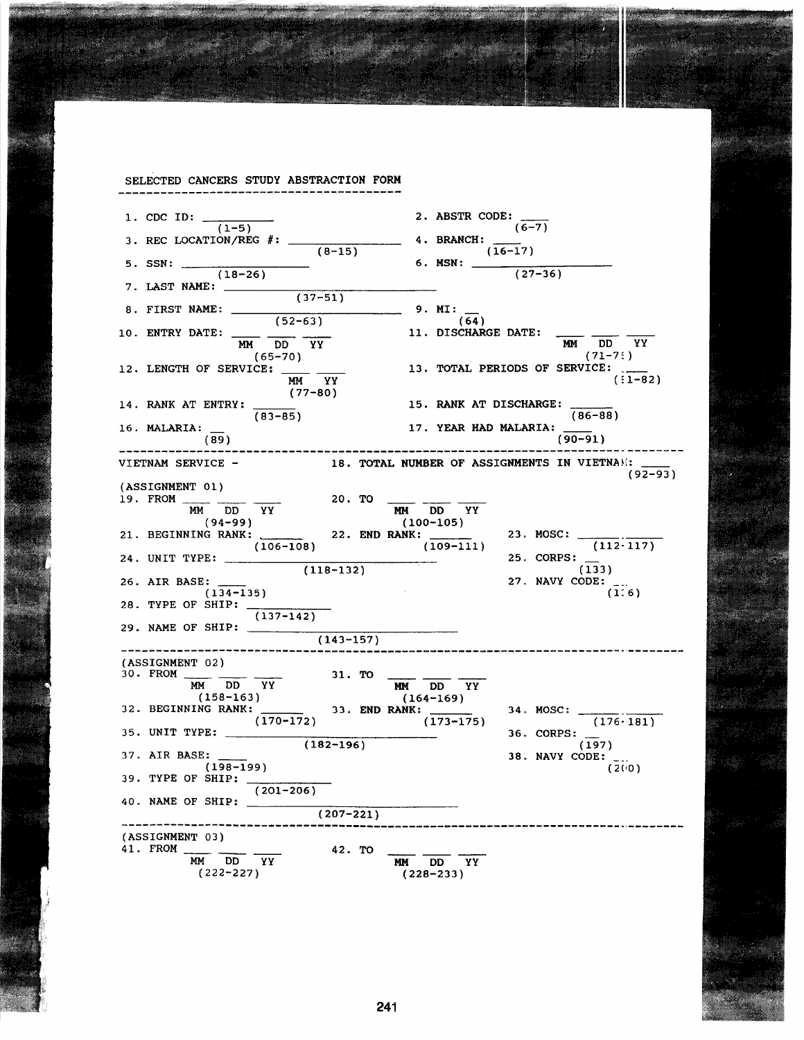SELECTED CANCERS STUDY ABSTRACTION FORM

1. CDC ID: __________ (1-5)
2. ABSTR CODE: ____ (6-7)
3. REC LOCATION/REG #: ________________ (8-15)
4. BRANCH: ____ (16-17)
5. SSN: __________________ (18-26)
6. MSN: ____________________ (27-36)
7. LAST NAME: ______________________________ (37-51)
8. FIRST NAME: ________________________ (52-63)
9. MI: __ (64)
10. ENTRY DATE: ____ ____ ____ MM DD YY (65-70)
11. DISCHARGE DATE: ____ ____ ____ MM DD YY (71-76)
12. LENGTH OF SERVICE: ____ ____ MM YY (77-80)
13. TOTAL PERIODS OF SERVICE: ____ (81-82)
14. RANK AT ENTRY: ______ (83-85)
15. RANK AT DISCHARGE: ______ (86-88)
16. MALARIA: __ (89)
17. YEAR HAD MALARIA: ____ (90-91)

---

VIETNAM SERVICE - 18. TOTAL NUMBER OF ASSIGNMENTS IN VIETNAM: ____ (92-93)

(ASSIGNMENT 01)

19. FROM ____ ____ ____ MM DD YY (94-99)
20. TO ____ ____ ____ MM DD YY (100-105)
21. BEGINNING RANK: ______ (106-108)
22. END RANK: ______ (109-111)
23. MOSC: ______.______ (112-117)
24. UNIT TYPE: ______________________________ (118-132)
25. CORPS: __ (133)
26. AIR BASE: ____ (134-135)
27. NAVY CODE: __ (136)
28. TYPE OF SHIP: ____________ (137-142)
29. NAME OF SHIP: ______________________________ (143-157)

---

(ASSIGNMENT 02)

30. FROM ____ ____ ____ MM DD YY (158-163)
31. TO ____ ____ ____ MM DD YY (164-169)
32. BEGINNING RANK: ______ (170-172)
33. END RANK: ______ (173-175)
34. MOSC: ______.______ (176-181)
35. UNIT TYPE: ______________________________ (182-196)
36. CORPS: __ (197)
37. AIR BASE: ____ (198-199)
38. NAVY CODE: __ (200)
39. TYPE OF SHIP: ____________ (201-206)
40. NAME OF SHIP: ______________________________ (207-221)

---

(ASSIGNMENT 03)

41. FROM ____ ____ ____ MM DD YY (222-227)
42. TO ____ ____ ____ MM DD YY (228-233)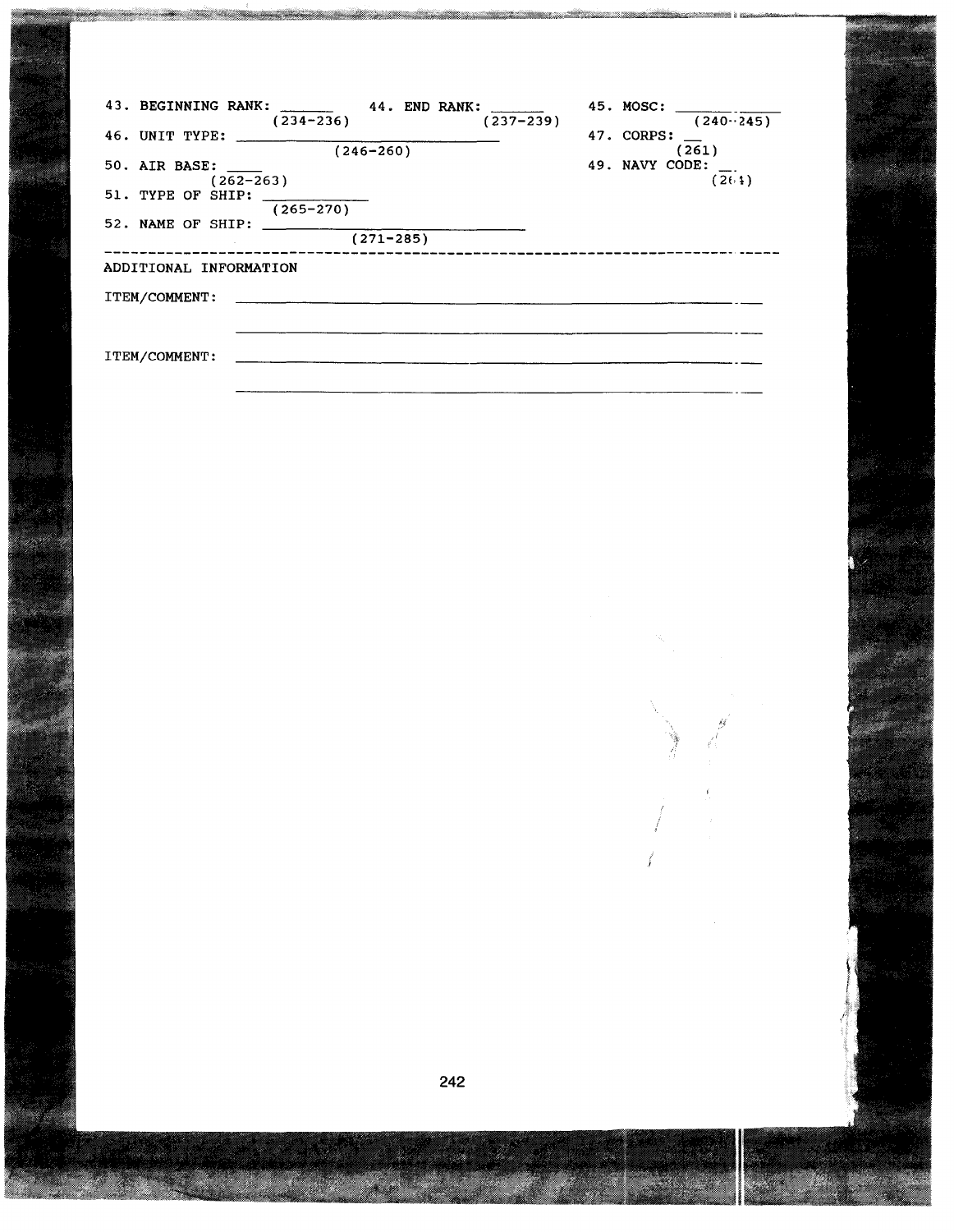43. BEGINNING RANK: ______ (234-236)    44. END RANK: ______ (237-239)    45. MOSC: ______ (240-245)

46. UNIT TYPE: ______________________ (246-260)    47. CORPS: __ (261)

50. AIR BASE: ____ (262-263)    49. NAVY CODE: __ (264)

51. TYPE OF SHIP: __________ (265-270)

52. NAME OF SHIP: ______________________ (271-285)

---

ADDITIONAL INFORMATION

ITEM/COMMENT: ______________________________________________

______________________________________________

ITEM/COMMENT: ______________________________________________

______________________________________________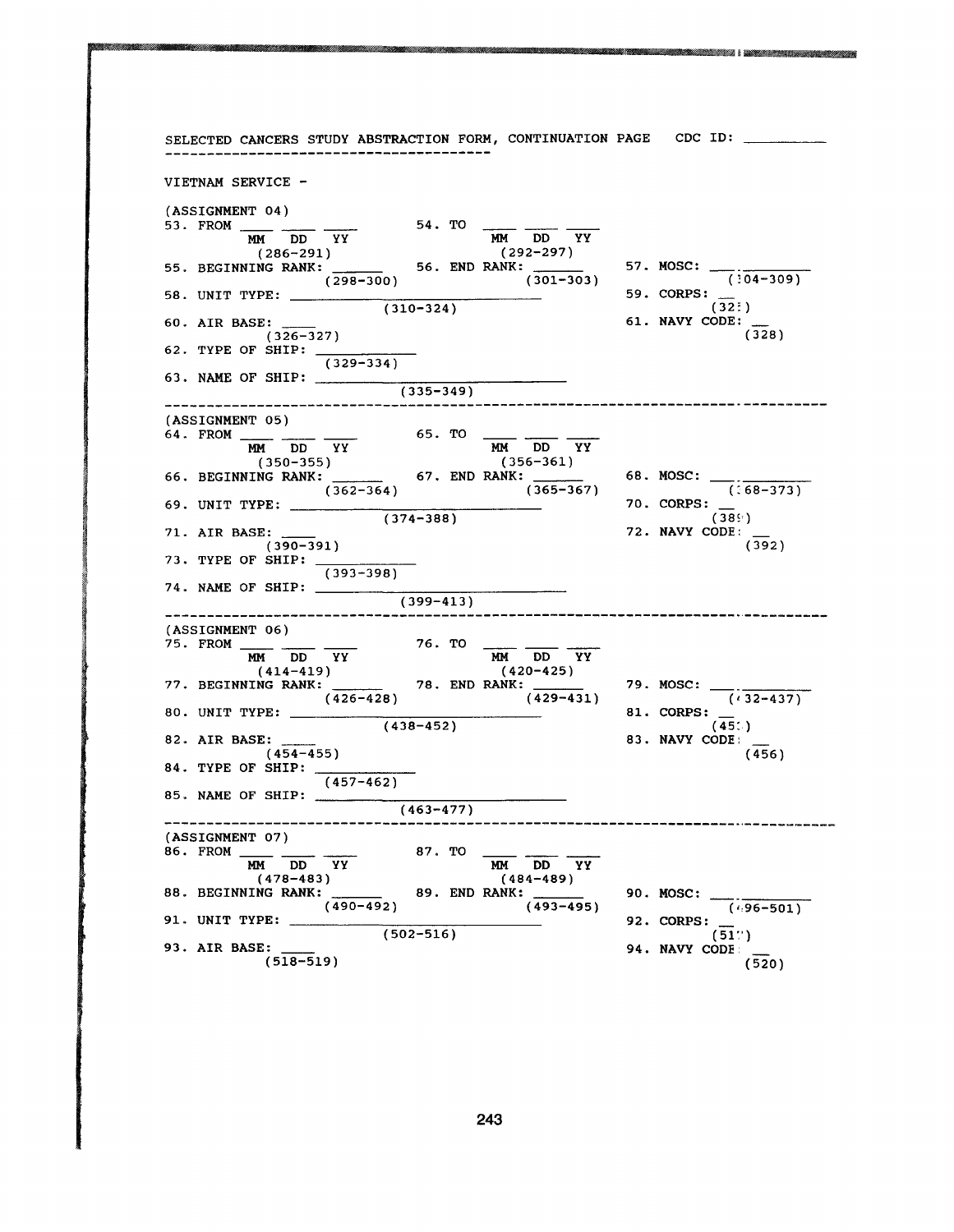SELECTED CANCERS STUDY ABSTRACTION FORM, CONTINUATION PAGE CDC ID: __________

VIETNAM SERVICE -

(ASSIGNMENT 04)

53. FROM ____ ____ ____ (MM DD YY) (286-291)
54. TO ____ ____ ____ (MM DD YY) (292-297)
55. BEGINNING RANK: ______ (298-300)
56. END RANK: ______ (301-303)
57. MOSC: ___.________ (304-309)
58. UNIT TYPE: ______________________________ (310-324)
59. CORPS: __ (325)
60. AIR BASE: ____ (326-327)
61. NAVY CODE: __ (328)
62. TYPE OF SHIP: ____________ (329-334)
63. NAME OF SHIP: ______________________________ (335-349)

---

(ASSIGNMENT 05)

64. FROM ____ ____ ____ (MM DD YY) (350-355)
65. TO ____ ____ ____ (MM DD YY) (356-361)
66. BEGINNING RANK: ______ (362-364)
67. END RANK: ______ (365-367)
68. MOSC: ___.________ (368-373)
69. UNIT TYPE: ______________________________ (374-388)
70. CORPS: __ (389)
71. AIR BASE: ____ (390-391)
72. NAVY CODE: __ (392)
73. TYPE OF SHIP: ____________ (393-398)
74. NAME OF SHIP: ______________________________ (399-413)

---

(ASSIGNMENT 06)

75. FROM ____ ____ ____ (MM DD YY) (414-419)
76. TO ____ ____ ____ (MM DD YY) (420-425)
77. BEGINNING RANK: ______ (426-428)
78. END RANK: ______ (429-431)
79. MOSC: ___.________ (432-437)
80. UNIT TYPE: ______________________________ (438-452)
81. CORPS: __ (453)
82. AIR BASE: ____ (454-455)
83. NAVY CODE: __ (456)
84. TYPE OF SHIP: ____________ (457-462)
85. NAME OF SHIP: ______________________________ (463-477)

---

(ASSIGNMENT 07)

86. FROM ____ ____ ____ (MM DD YY) (478-483)
87. TO ____ ____ ____ (MM DD YY) (484-489)
88. BEGINNING RANK: ______ (490-492)
89. END RANK: ______ (493-495)
90. MOSC: ___.________ (496-501)
91. UNIT TYPE: ______________________________ (502-516)
92. CORPS: __ (517)
93. AIR BASE: ____ (518-519)
94. NAVY CODE: __ (520)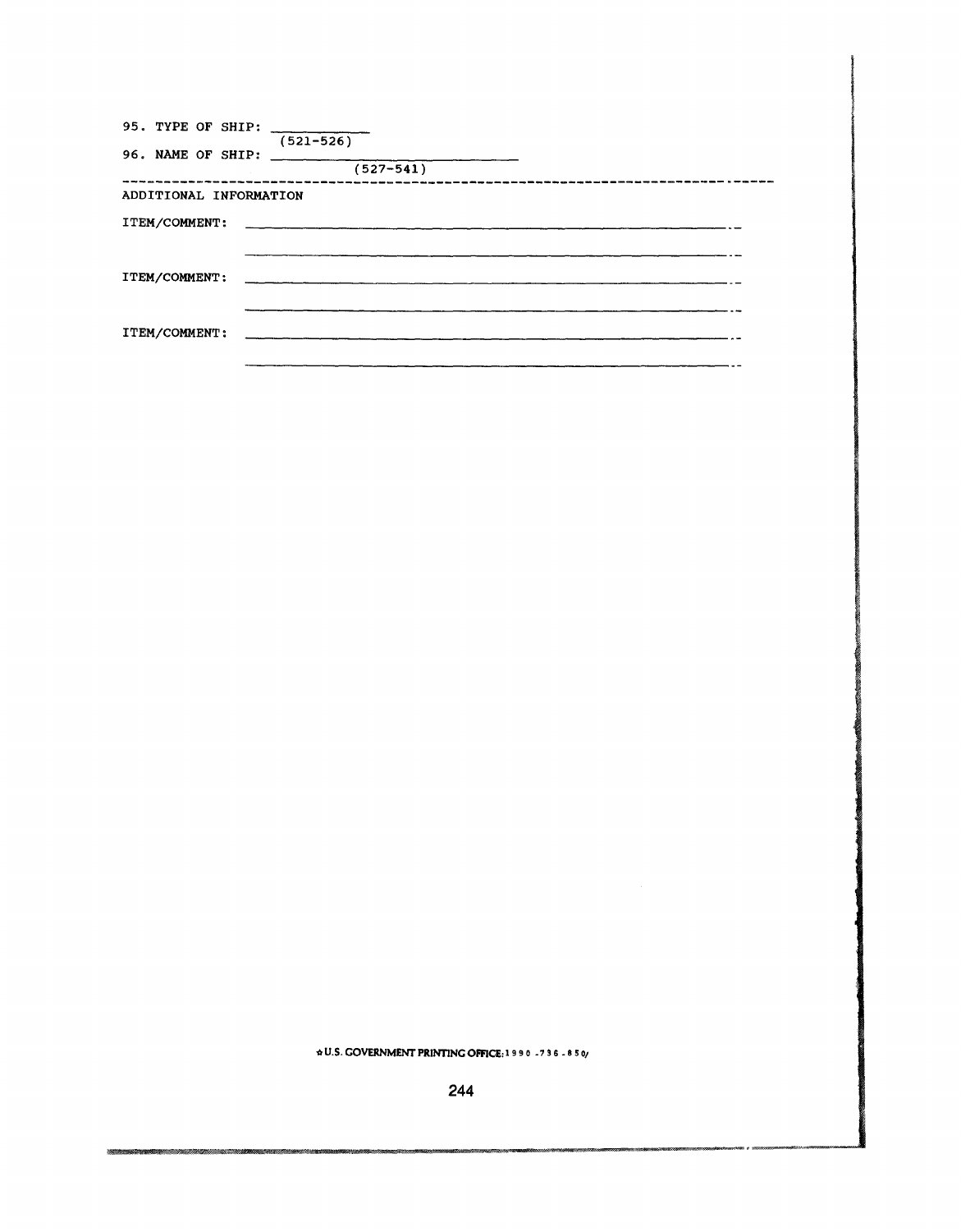95. TYPE OF SHIP: ___________
(521-526)

96. NAME OF SHIP: ___________________________
(527-541)

---

ADDITIONAL INFORMATION

ITEM/COMMENT: ____________________________________________

____________________________________________

ITEM/COMMENT: ____________________________________________

____________________________________________

ITEM/COMMENT: ____________________________________________

____________________________________________

☆U.S. GOVERNMENT PRINTING OFFICE:1990 -736 -850/